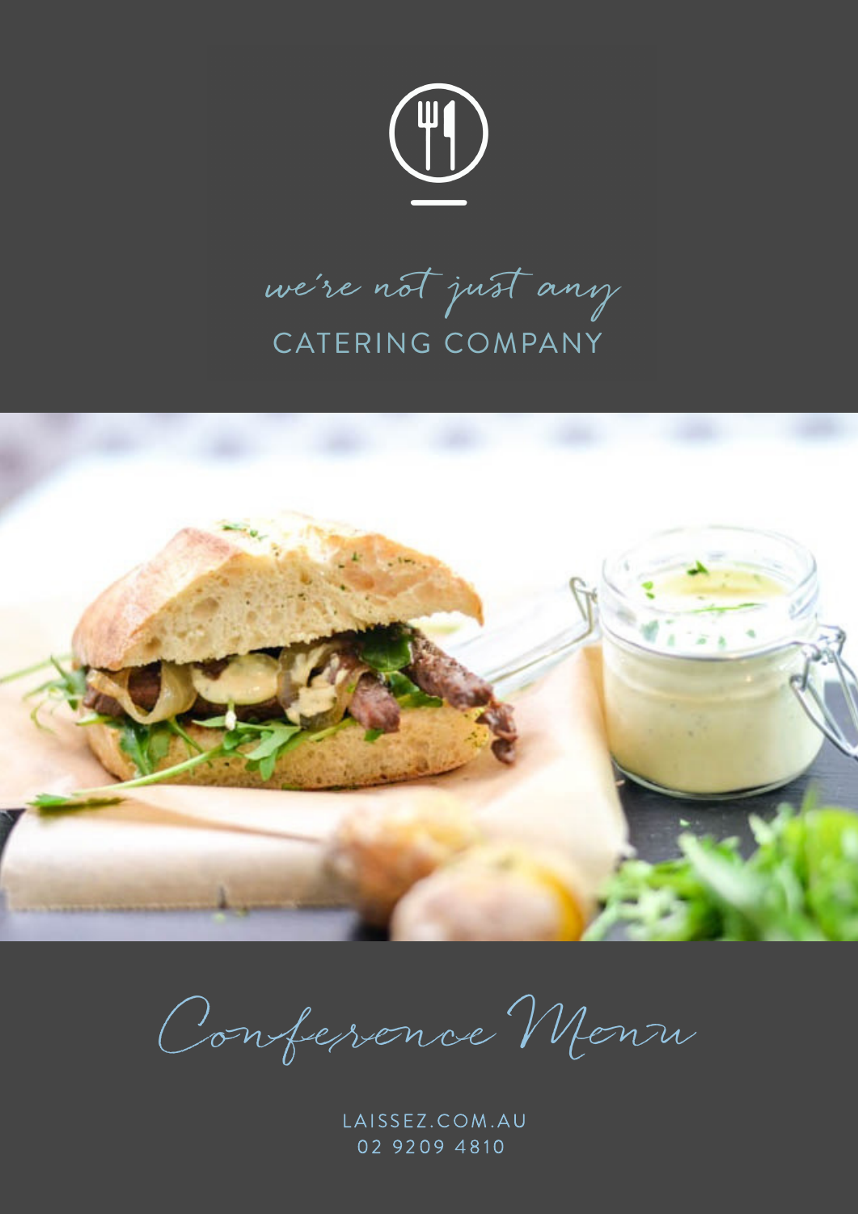*we're not just any*

CATERING COMPANY

# *Conference Menu*

LAISSEZ.COM.AU
02 9209 4810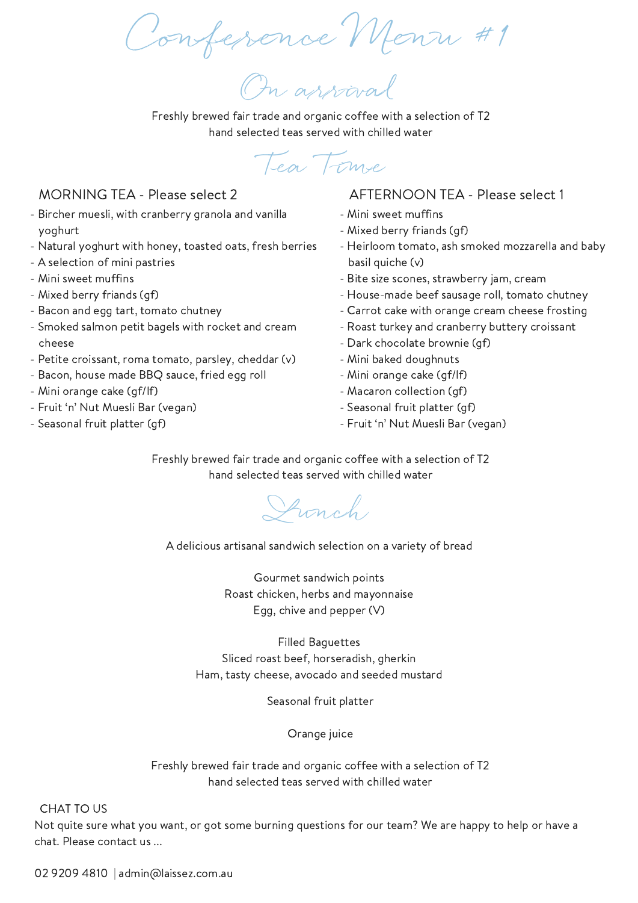# Conference Menu #1

## On arrival

Freshly brewed fair trade and organic coffee with a selection of T2 hand selected teas served with chilled water

## Tea Time

### MORNING TEA - Please select 2

- Bircher muesli, with cranberry granola and vanilla yoghurt
- Natural yoghurt with honey, toasted oats, fresh berries
- A selection of mini pastries
- Mini sweet muffins
- Mixed berry friands (gf)
- Bacon and egg tart, tomato chutney
- Smoked salmon petit bagels with rocket and cream cheese
- Petite croissant, roma tomato, parsley, cheddar (v)
- Bacon, house made BBQ sauce, fried egg roll
- Mini orange cake (gf/lf)
- Fruit 'n' Nut Muesli Bar (vegan)
- Seasonal fruit platter (gf)

### AFTERNOON TEA - Please select 1

- Mini sweet muffins
- Mixed berry friands (gf)
- Heirloom tomato, ash smoked mozzarella and baby basil quiche (v)
- Bite size scones, strawberry jam, cream
- House-made beef sausage roll, tomato chutney
- Carrot cake with orange cream cheese frosting
- Roast turkey and cranberry buttery croissant
- Dark chocolate brownie (gf)
- Mini baked doughnuts
- Mini orange cake (gf/lf)
- Macaron collection (gf)
- Seasonal fruit platter (gf)
- Fruit 'n' Nut Muesli Bar (vegan)

Freshly brewed fair trade and organic coffee with a selection of T2 hand selected teas served with chilled water

## Lunch

A delicious artisanal sandwich selection on a variety of bread

Gourmet sandwich points
Roast chicken, herbs and mayonnaise
Egg, chive and pepper (V)

Filled Baguettes
Sliced roast beef, horseradish, gherkin
Ham, tasty cheese, avocado and seeded mustard

Seasonal fruit platter

Orange juice

Freshly brewed fair trade and organic coffee with a selection of T2 hand selected teas served with chilled water

### CHAT TO US

Not quite sure what you want, or got some burning questions for our team? We are happy to help or have a chat. Please contact us ...

02 9209 4810 | admin@laissez.com.au